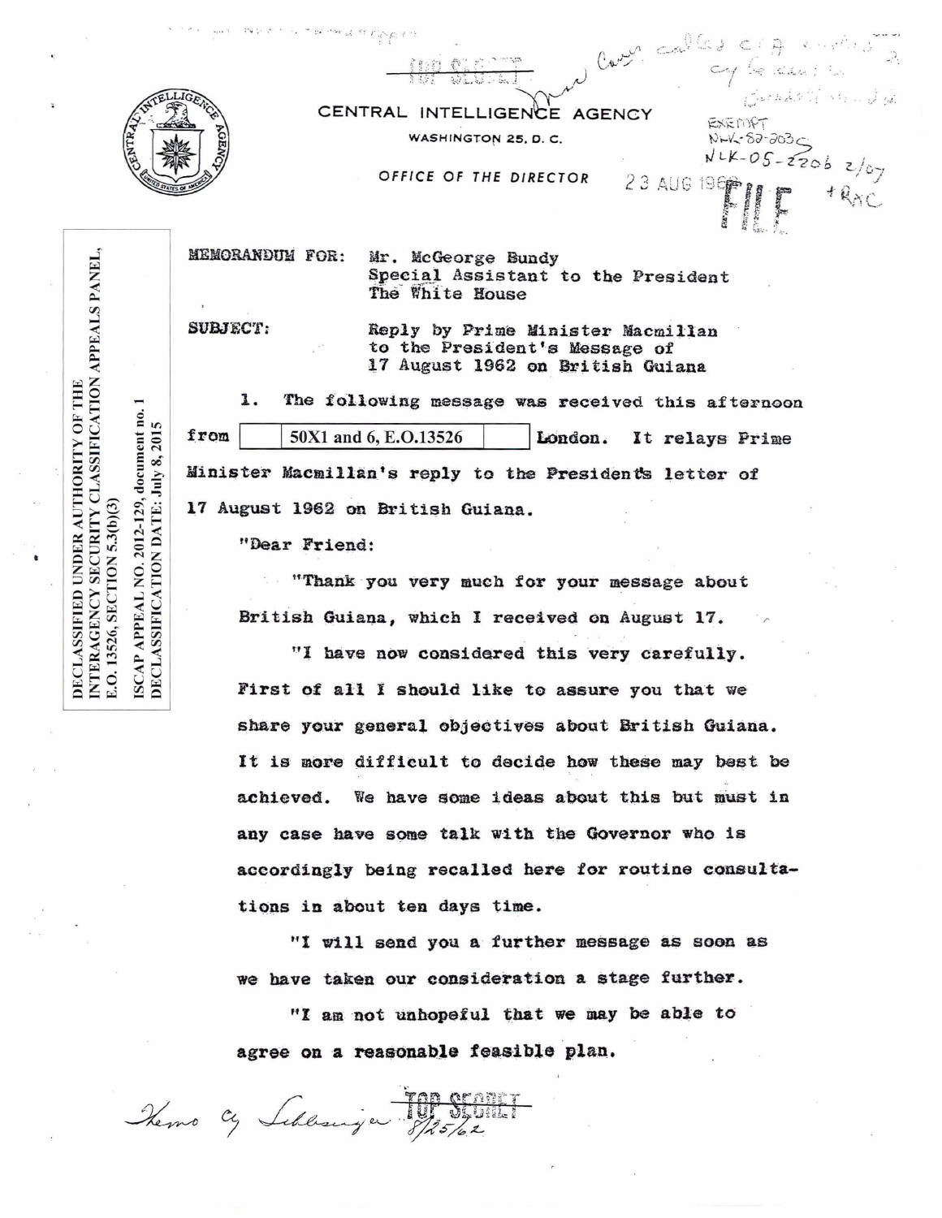TOP SECRET

CENTRAL INTELLIGENCE AGENCY

WASHINGTON 25, D. C.

OFFICE OF THE DIRECTOR

23 AUG 1962

EXEMPT
NLK-82-203
NLK-05-2206 2/07
+RAC

FILE

DECLASSIFIED UNDER AUTHORITY OF THE INTERAGENCY SECURITY CLASSIFICATION APPEALS PANEL, E.O. 13526, SECTION 5.3(b)(3)

ISCAP APPEAL NO. 2012-129, document no. 1
DECLASSIFICATION DATE: July 8, 2015

MEMORANDUM FOR: Mr. McGeorge Bundy
Special Assistant to the President
The White House

SUBJECT: Reply by Prime Minister Macmillan to the President's Message of 17 August 1962 on British Guiana

1. The following message was received this afternoon from [50X1 and 6, E.O.13526] London. It relays Prime Minister Macmillan's reply to the President's letter of 17 August 1962 on British Guiana.

"Dear Friend:

"Thank you very much for your message about British Guiana, which I received on August 17.

"I have now considered this very carefully. First of all I should like to assure you that we share your general objectives about British Guiana. It is more difficult to decide how these may best be achieved. We have some ideas about this but must in any case have some talk with the Governor who is accordingly being recalled here for routine consultations in about ten days time.

"I will send you a further message as soon as we have taken our consideration a stage further.

"I am not unhopeful that we may be able to agree on a reasonable feasible plan.

Memo cy Schlesinger 8/25/62

TOP SECRET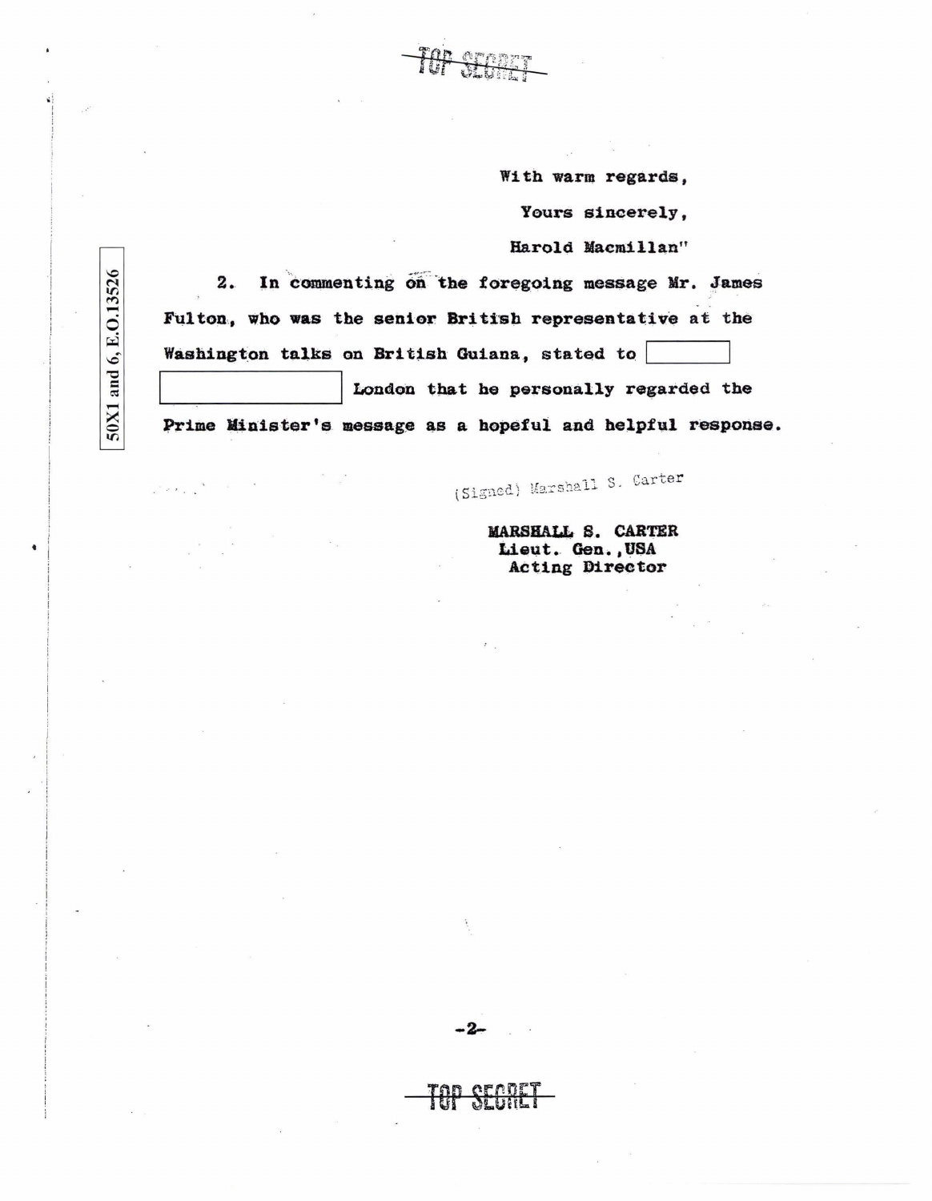TOP SECRET

With warm regards,

Yours sincerely,

Harold Macmillan"

50X1 and 6, E.O.13526

2. In commenting on the foregoing message Mr. James Fulton, who was the senior British representative at the Washington talks on British Guiana, stated to [ ] [ ] London that he personally regarded the Prime Minister's message as a hopeful and helpful response.

(Signed) Marshall S. Carter

MARSHALL S. CARTER
Lieut. Gen., USA
Acting Director

TOP SECRET